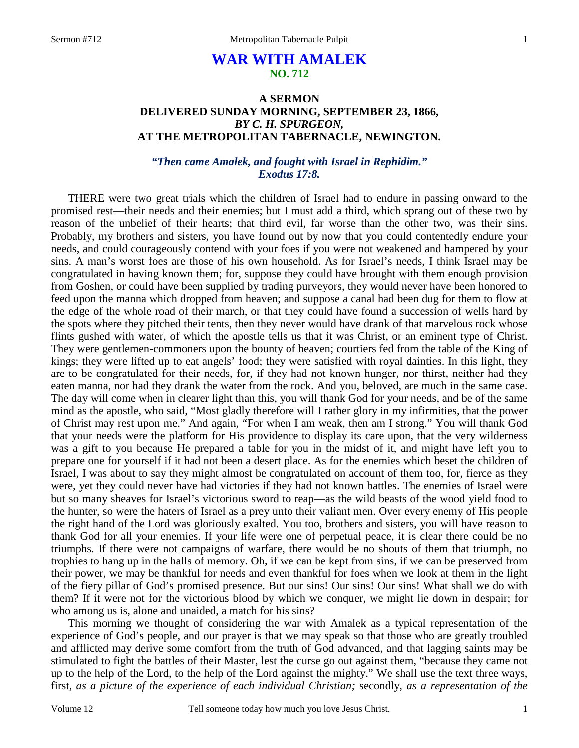# WAR WITH AMALEK
## NO. 712

### A SERMON
### DELIVERED SUNDAY MORNING, SEPTEMBER 23, 1866,
### *BY C. H. SPURGEON,*
### AT THE METROPOLITAN TABERNACLE, NEWINGTON.

***"Then came Amalek, and fought with Israel in Rephidim." Exodus 17:8.***

THERE were two great trials which the children of Israel had to endure in passing onward to the promised rest—their needs and their enemies; but I must add a third, which sprang out of these two by reason of the unbelief of their hearts; that third evil, far worse than the other two, was their sins. Probably, my brothers and sisters, you have found out by now that you could contentedly endure your needs, and could courageously contend with your foes if you were not weakened and hampered by your sins. A man's worst foes are those of his own household. As for Israel's needs, I think Israel may be congratulated in having known them; for, suppose they could have brought with them enough provision from Goshen, or could have been supplied by trading purveyors, they would never have been honored to feed upon the manna which dropped from heaven; and suppose a canal had been dug for them to flow at the edge of the whole road of their march, or that they could have found a succession of wells hard by the spots where they pitched their tents, then they never would have drank of that marvelous rock whose flints gushed with water, of which the apostle tells us that it was Christ, or an eminent type of Christ. They were gentlemen-commoners upon the bounty of heaven; courtiers fed from the table of the King of kings; they were lifted up to eat angels' food; they were satisfied with royal dainties. In this light, they are to be congratulated for their needs, for, if they had not known hunger, nor thirst, neither had they eaten manna, nor had they drank the water from the rock. And you, beloved, are much in the same case. The day will come when in clearer light than this, you will thank God for your needs, and be of the same mind as the apostle, who said, "Most gladly therefore will I rather glory in my infirmities, that the power of Christ may rest upon me." And again, "For when I am weak, then am I strong." You will thank God that your needs were the platform for His providence to display its care upon, that the very wilderness was a gift to you because He prepared a table for you in the midst of it, and might have left you to prepare one for yourself if it had not been a desert place. As for the enemies which beset the children of Israel, I was about to say they might almost be congratulated on account of them too, for, fierce as they were, yet they could never have had victories if they had not known battles. The enemies of Israel were but so many sheaves for Israel's victorious sword to reap—as the wild beasts of the wood yield food to the hunter, so were the haters of Israel as a prey unto their valiant men. Over every enemy of His people the right hand of the Lord was gloriously exalted. You too, brothers and sisters, you will have reason to thank God for all your enemies. If your life were one of perpetual peace, it is clear there could be no triumphs. If there were not campaigns of warfare, there would be no shouts of them that triumph, no trophies to hang up in the halls of memory. Oh, if we can be kept from sins, if we can be preserved from their power, we may be thankful for needs and even thankful for foes when we look at them in the light of the fiery pillar of God's promised presence. But our sins! Our sins! Our sins! What shall we do with them? If it were not for the victorious blood by which we conquer, we might lie down in despair; for who among us is, alone and unaided, a match for his sins?

This morning we thought of considering the war with Amalek as a typical representation of the experience of God's people, and our prayer is that we may speak so that those who are greatly troubled and afflicted may derive some comfort from the truth of God advanced, and that lagging saints may be stimulated to fight the battles of their Master, lest the curse go out against them, "because they came not up to the help of the Lord, to the help of the Lord against the mighty." We shall use the text three ways, first, *as a picture of the experience of each individual Christian;* secondly, *as a representation of the*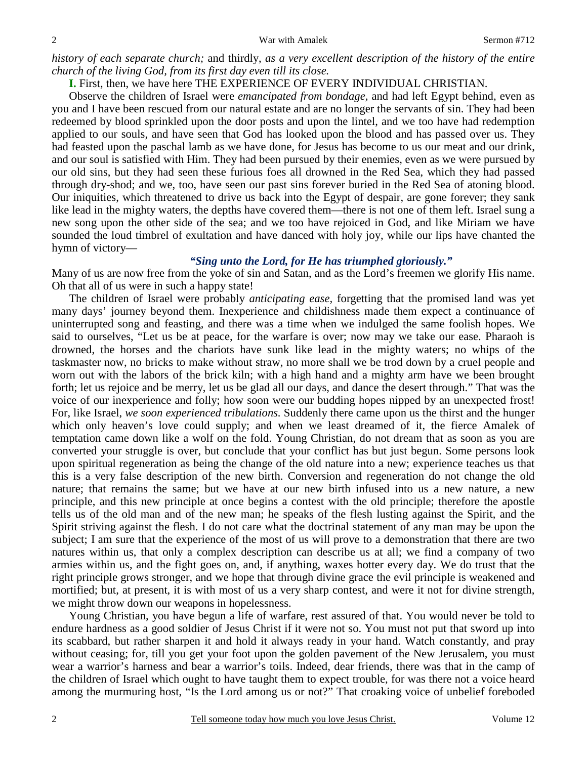*history of each separate church;* and thirdly, *as a very excellent description of the history of the entire church of the living God, from its first day even till its close.*

**I.** First, then, we have here THE EXPERIENCE OF EVERY INDIVIDUAL CHRISTIAN.

Observe the children of Israel were *emancipated from bondage,* and had left Egypt behind, even as you and I have been rescued from our natural estate and are no longer the servants of sin. They had been redeemed by blood sprinkled upon the door posts and upon the lintel, and we too have had redemption applied to our souls, and have seen that God has looked upon the blood and has passed over us. They had feasted upon the paschal lamb as we have done, for Jesus has become to us our meat and our drink, and our soul is satisfied with Him. They had been pursued by their enemies, even as we were pursued by our old sins, but they had seen these furious foes all drowned in the Red Sea, which they had passed through dry-shod; and we, too, have seen our past sins forever buried in the Red Sea of atoning blood. Our iniquities, which threatened to drive us back into the Egypt of despair, are gone forever; they sank like lead in the mighty waters, the depths have covered them—there is not one of them left. Israel sung a new song upon the other side of the sea; and we too have rejoiced in God, and like Miriam we have sounded the loud timbrel of exultation and have danced with holy joy, while our lips have chanted the hymn of victory—

***"Sing unto the Lord, for He has triumphed gloriously."***

Many of us are now free from the yoke of sin and Satan, and as the Lord's freemen we glorify His name. Oh that all of us were in such a happy state!

The children of Israel were probably *anticipating ease,* forgetting that the promised land was yet many days' journey beyond them. Inexperience and childishness made them expect a continuance of uninterrupted song and feasting, and there was a time when we indulged the same foolish hopes. We said to ourselves, "Let us be at peace, for the warfare is over; now may we take our ease. Pharaoh is drowned, the horses and the chariots have sunk like lead in the mighty waters; no whips of the taskmaster now, no bricks to make without straw, no more shall we be trod down by a cruel people and worn out with the labors of the brick kiln; with a high hand and a mighty arm have we been brought forth; let us rejoice and be merry, let us be glad all our days, and dance the desert through." That was the voice of our inexperience and folly; how soon were our budding hopes nipped by an unexpected frost! For, like Israel, *we soon experienced tribulations.* Suddenly there came upon us the thirst and the hunger which only heaven's love could supply; and when we least dreamed of it, the fierce Amalek of temptation came down like a wolf on the fold. Young Christian, do not dream that as soon as you are converted your struggle is over, but conclude that your conflict has but just begun. Some persons look upon spiritual regeneration as being the change of the old nature into a new; experience teaches us that this is a very false description of the new birth. Conversion and regeneration do not change the old nature; that remains the same; but we have at our new birth infused into us a new nature, a new principle, and this new principle at once begins a contest with the old principle; therefore the apostle tells us of the old man and of the new man; he speaks of the flesh lusting against the Spirit, and the Spirit striving against the flesh. I do not care what the doctrinal statement of any man may be upon the subject; I am sure that the experience of the most of us will prove to a demonstration that there are two natures within us, that only a complex description can describe us at all; we find a company of two armies within us, and the fight goes on, and, if anything, waxes hotter every day. We do trust that the right principle grows stronger, and we hope that through divine grace the evil principle is weakened and mortified; but, at present, it is with most of us a very sharp contest, and were it not for divine strength, we might throw down our weapons in hopelessness.

Young Christian, you have begun a life of warfare, rest assured of that. You would never be told to endure hardness as a good soldier of Jesus Christ if it were not so. You must not put that sword up into its scabbard, but rather sharpen it and hold it always ready in your hand. Watch constantly, and pray without ceasing; for, till you get your foot upon the golden pavement of the New Jerusalem, you must wear a warrior's harness and bear a warrior's toils. Indeed, dear friends, there was that in the camp of the children of Israel which ought to have taught them to expect trouble, for was there not a voice heard among the murmuring host, "Is the Lord among us or not?" That croaking voice of unbelief foreboded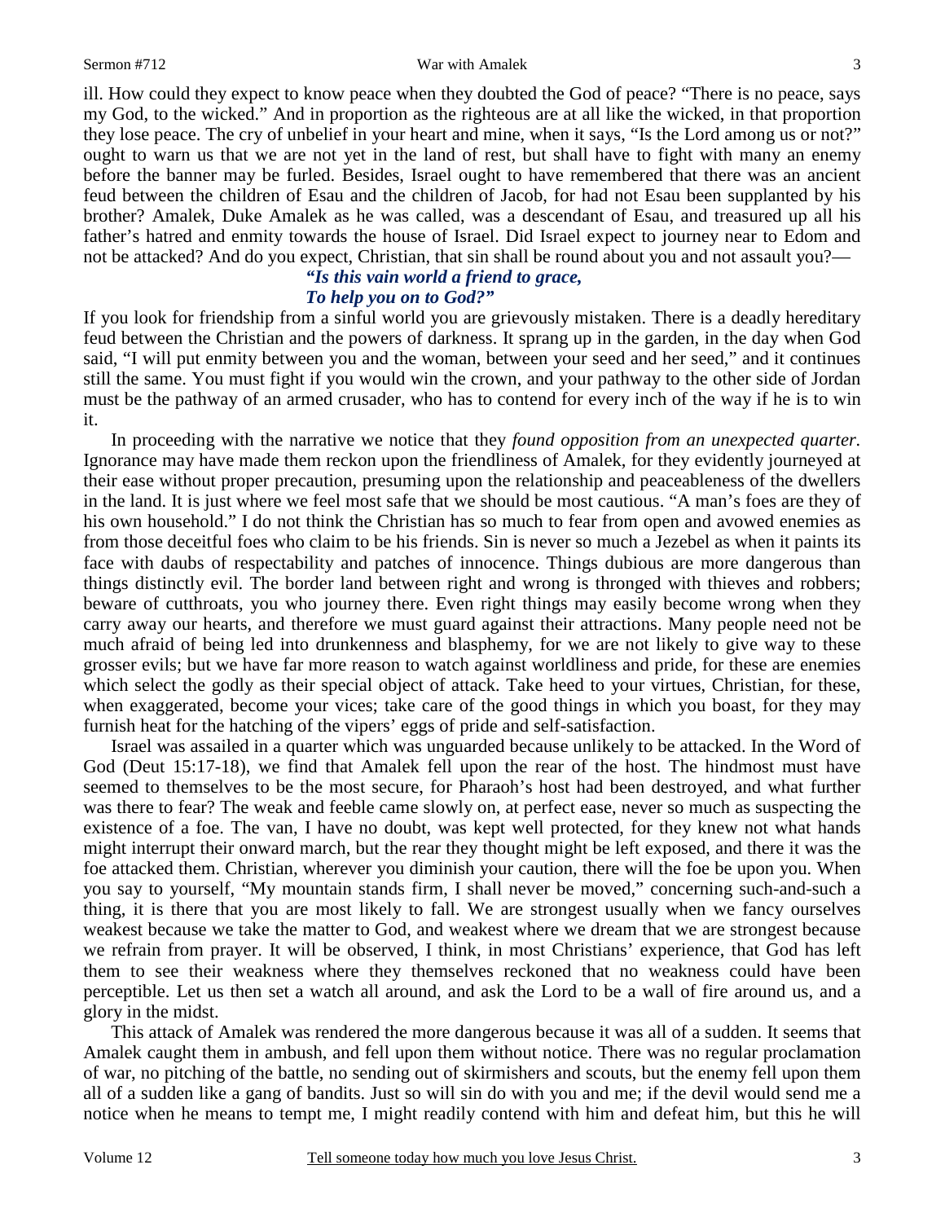ill. How could they expect to know peace when they doubted the God of peace? "There is no peace, says my God, to the wicked." And in proportion as the righteous are at all like the wicked, in that proportion they lose peace. The cry of unbelief in your heart and mine, when it says, "Is the Lord among us or not?" ought to warn us that we are not yet in the land of rest, but shall have to fight with many an enemy before the banner may be furled. Besides, Israel ought to have remembered that there was an ancient feud between the children of Esau and the children of Jacob, for had not Esau been supplanted by his brother? Amalek, Duke Amalek as he was called, was a descendant of Esau, and treasured up all his father's hatred and enmity towards the house of Israel. Did Israel expect to journey near to Edom and not be attacked? And do you expect, Christian, that sin shall be round about you and not assault you?—

> ***"Is this vain world a friend to grace,***
> ***To help you on to God?"***

If you look for friendship from a sinful world you are grievously mistaken. There is a deadly hereditary feud between the Christian and the powers of darkness. It sprang up in the garden, in the day when God said, "I will put enmity between you and the woman, between your seed and her seed," and it continues still the same. You must fight if you would win the crown, and your pathway to the other side of Jordan must be the pathway of an armed crusader, who has to contend for every inch of the way if he is to win it.

In proceeding with the narrative we notice that they *found opposition from an unexpected quarter.* Ignorance may have made them reckon upon the friendliness of Amalek, for they evidently journeyed at their ease without proper precaution, presuming upon the relationship and peaceableness of the dwellers in the land. It is just where we feel most safe that we should be most cautious. "A man's foes are they of his own household." I do not think the Christian has so much to fear from open and avowed enemies as from those deceitful foes who claim to be his friends. Sin is never so much a Jezebel as when it paints its face with daubs of respectability and patches of innocence. Things dubious are more dangerous than things distinctly evil. The border land between right and wrong is thronged with thieves and robbers; beware of cutthroats, you who journey there. Even right things may easily become wrong when they carry away our hearts, and therefore we must guard against their attractions. Many people need not be much afraid of being led into drunkenness and blasphemy, for we are not likely to give way to these grosser evils; but we have far more reason to watch against worldliness and pride, for these are enemies which select the godly as their special object of attack. Take heed to your virtues, Christian, for these, when exaggerated, become your vices; take care of the good things in which you boast, for they may furnish heat for the hatching of the vipers' eggs of pride and self-satisfaction.

Israel was assailed in a quarter which was unguarded because unlikely to be attacked. In the Word of God (Deut 15:17-18), we find that Amalek fell upon the rear of the host. The hindmost must have seemed to themselves to be the most secure, for Pharaoh's host had been destroyed, and what further was there to fear? The weak and feeble came slowly on, at perfect ease, never so much as suspecting the existence of a foe. The van, I have no doubt, was kept well protected, for they knew not what hands might interrupt their onward march, but the rear they thought might be left exposed, and there it was the foe attacked them. Christian, wherever you diminish your caution, there will the foe be upon you. When you say to yourself, "My mountain stands firm, I shall never be moved," concerning such-and-such a thing, it is there that you are most likely to fall. We are strongest usually when we fancy ourselves weakest because we take the matter to God, and weakest where we dream that we are strongest because we refrain from prayer. It will be observed, I think, in most Christians' experience, that God has left them to see their weakness where they themselves reckoned that no weakness could have been perceptible. Let us then set a watch all around, and ask the Lord to be a wall of fire around us, and a glory in the midst.

This attack of Amalek was rendered the more dangerous because it was all of a sudden. It seems that Amalek caught them in ambush, and fell upon them without notice. There was no regular proclamation of war, no pitching of the battle, no sending out of skirmishers and scouts, but the enemy fell upon them all of a sudden like a gang of bandits. Just so will sin do with you and me; if the devil would send me a notice when he means to tempt me, I might readily contend with him and defeat him, but this he will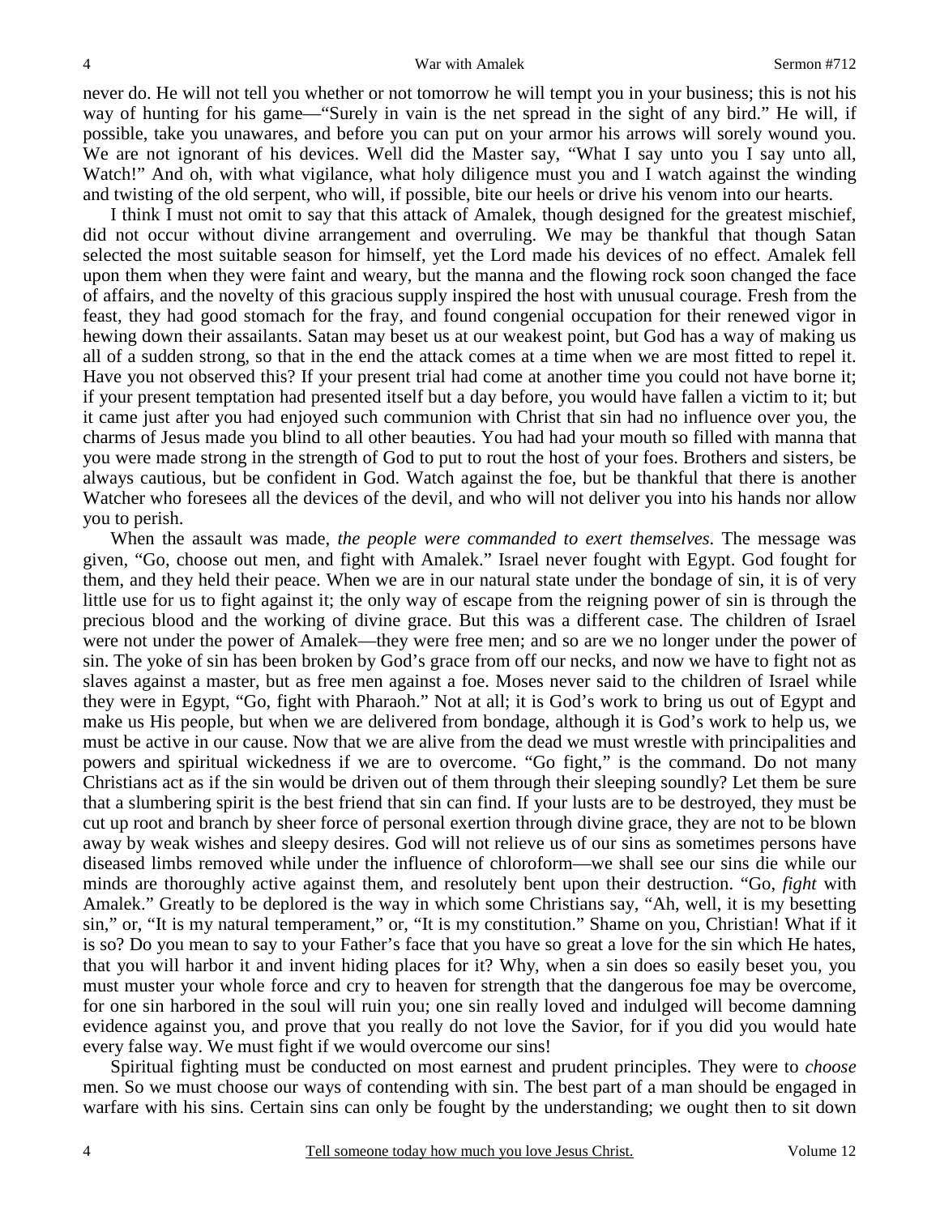never do. He will not tell you whether or not tomorrow he will tempt you in your business; this is not his way of hunting for his game—"Surely in vain is the net spread in the sight of any bird." He will, if possible, take you unawares, and before you can put on your armor his arrows will sorely wound you. We are not ignorant of his devices. Well did the Master say, "What I say unto you I say unto all, Watch!" And oh, with what vigilance, what holy diligence must you and I watch against the winding and twisting of the old serpent, who will, if possible, bite our heels or drive his venom into our hearts.

I think I must not omit to say that this attack of Amalek, though designed for the greatest mischief, did not occur without divine arrangement and overruling. We may be thankful that though Satan selected the most suitable season for himself, yet the Lord made his devices of no effect. Amalek fell upon them when they were faint and weary, but the manna and the flowing rock soon changed the face of affairs, and the novelty of this gracious supply inspired the host with unusual courage. Fresh from the feast, they had good stomach for the fray, and found congenial occupation for their renewed vigor in hewing down their assailants. Satan may beset us at our weakest point, but God has a way of making us all of a sudden strong, so that in the end the attack comes at a time when we are most fitted to repel it. Have you not observed this? If your present trial had come at another time you could not have borne it; if your present temptation had presented itself but a day before, you would have fallen a victim to it; but it came just after you had enjoyed such communion with Christ that sin had no influence over you, the charms of Jesus made you blind to all other beauties. You had had your mouth so filled with manna that you were made strong in the strength of God to put to rout the host of your foes. Brothers and sisters, be always cautious, but be confident in God. Watch against the foe, but be thankful that there is another Watcher who foresees all the devices of the devil, and who will not deliver you into his hands nor allow you to perish.

When the assault was made, *the people were commanded to exert themselves*. The message was given, "Go, choose out men, and fight with Amalek." Israel never fought with Egypt. God fought for them, and they held their peace. When we are in our natural state under the bondage of sin, it is of very little use for us to fight against it; the only way of escape from the reigning power of sin is through the precious blood and the working of divine grace. But this was a different case. The children of Israel were not under the power of Amalek—they were free men; and so are we no longer under the power of sin. The yoke of sin has been broken by God's grace from off our necks, and now we have to fight not as slaves against a master, but as free men against a foe. Moses never said to the children of Israel while they were in Egypt, "Go, fight with Pharaoh." Not at all; it is God's work to bring us out of Egypt and make us His people, but when we are delivered from bondage, although it is God's work to help us, we must be active in our cause. Now that we are alive from the dead we must wrestle with principalities and powers and spiritual wickedness if we are to overcome. "Go fight," is the command. Do not many Christians act as if the sin would be driven out of them through their sleeping soundly? Let them be sure that a slumbering spirit is the best friend that sin can find. If your lusts are to be destroyed, they must be cut up root and branch by sheer force of personal exertion through divine grace, they are not to be blown away by weak wishes and sleepy desires. God will not relieve us of our sins as sometimes persons have diseased limbs removed while under the influence of chloroform—we shall see our sins die while our minds are thoroughly active against them, and resolutely bent upon their destruction. "Go, *fight* with Amalek." Greatly to be deplored is the way in which some Christians say, "Ah, well, it is my besetting sin," or, "It is my natural temperament," or, "It is my constitution." Shame on you, Christian! What if it is so? Do you mean to say to your Father's face that you have so great a love for the sin which He hates, that you will harbor it and invent hiding places for it? Why, when a sin does so easily beset you, you must muster your whole force and cry to heaven for strength that the dangerous foe may be overcome, for one sin harbored in the soul will ruin you; one sin really loved and indulged will become damning evidence against you, and prove that you really do not love the Savior, for if you did you would hate every false way. We must fight if we would overcome our sins!

Spiritual fighting must be conducted on most earnest and prudent principles. They were to *choose* men. So we must choose our ways of contending with sin. The best part of a man should be engaged in warfare with his sins. Certain sins can only be fought by the understanding; we ought then to sit down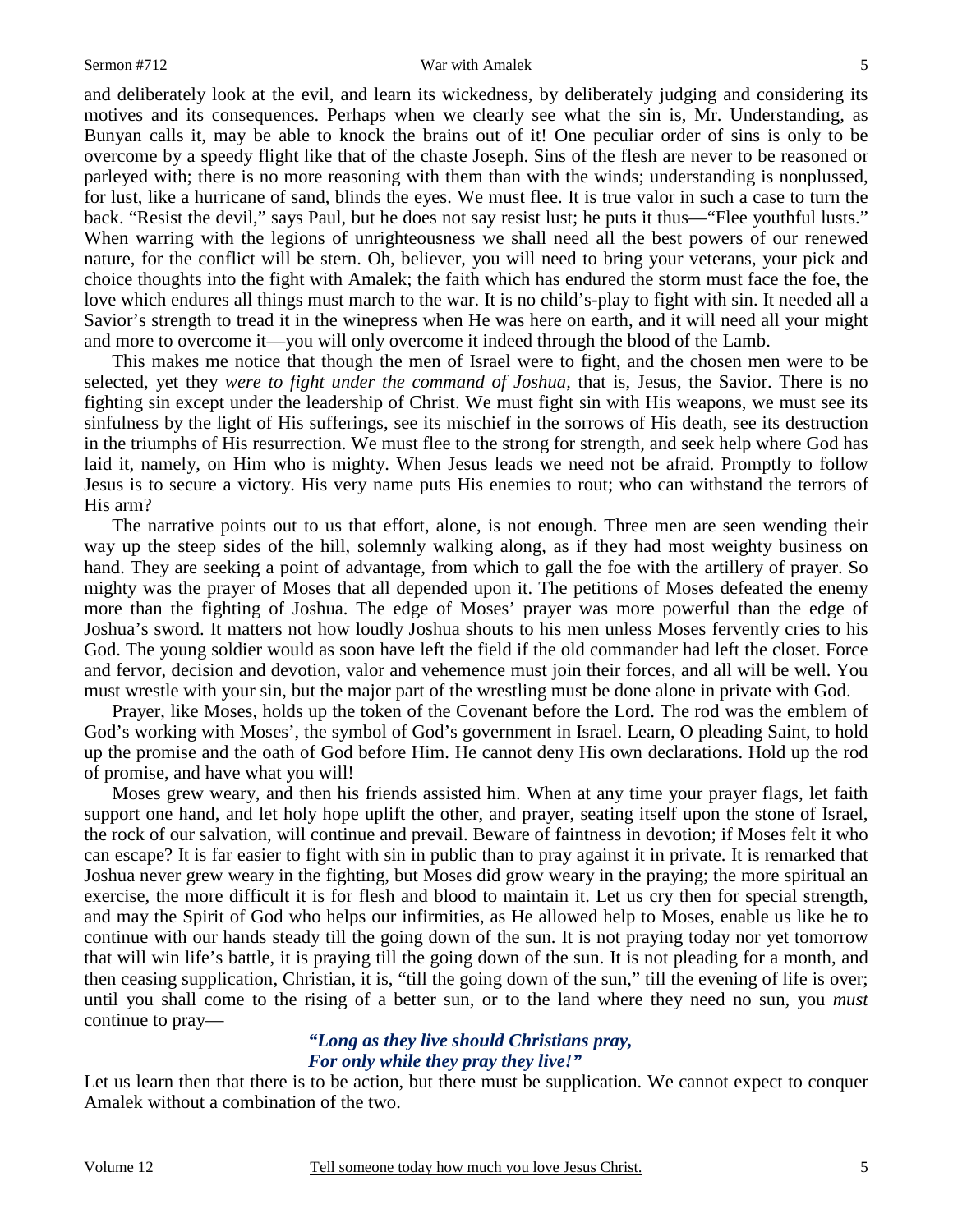and deliberately look at the evil, and learn its wickedness, by deliberately judging and considering its motives and its consequences. Perhaps when we clearly see what the sin is, Mr. Understanding, as Bunyan calls it, may be able to knock the brains out of it! One peculiar order of sins is only to be overcome by a speedy flight like that of the chaste Joseph. Sins of the flesh are never to be reasoned or parleyed with; there is no more reasoning with them than with the winds; understanding is nonplussed, for lust, like a hurricane of sand, blinds the eyes. We must flee. It is true valor in such a case to turn the back. "Resist the devil," says Paul, but he does not say resist lust; he puts it thus—"Flee youthful lusts." When warring with the legions of unrighteousness we shall need all the best powers of our renewed nature, for the conflict will be stern. Oh, believer, you will need to bring your veterans, your pick and choice thoughts into the fight with Amalek; the faith which has endured the storm must face the foe, the love which endures all things must march to the war. It is no child's-play to fight with sin. It needed all a Savior's strength to tread it in the winepress when He was here on earth, and it will need all your might and more to overcome it—you will only overcome it indeed through the blood of the Lamb.

This makes me notice that though the men of Israel were to fight, and the chosen men were to be selected, yet they *were to fight under the command of Joshua,* that is, Jesus, the Savior. There is no fighting sin except under the leadership of Christ. We must fight sin with His weapons, we must see its sinfulness by the light of His sufferings, see its mischief in the sorrows of His death, see its destruction in the triumphs of His resurrection. We must flee to the strong for strength, and seek help where God has laid it, namely, on Him who is mighty. When Jesus leads we need not be afraid. Promptly to follow Jesus is to secure a victory. His very name puts His enemies to rout; who can withstand the terrors of His arm?

The narrative points out to us that effort, alone, is not enough. Three men are seen wending their way up the steep sides of the hill, solemnly walking along, as if they had most weighty business on hand. They are seeking a point of advantage, from which to gall the foe with the artillery of prayer. So mighty was the prayer of Moses that all depended upon it. The petitions of Moses defeated the enemy more than the fighting of Joshua. The edge of Moses' prayer was more powerful than the edge of Joshua's sword. It matters not how loudly Joshua shouts to his men unless Moses fervently cries to his God. The young soldier would as soon have left the field if the old commander had left the closet. Force and fervor, decision and devotion, valor and vehemence must join their forces, and all will be well. You must wrestle with your sin, but the major part of the wrestling must be done alone in private with God.

Prayer, like Moses, holds up the token of the Covenant before the Lord. The rod was the emblem of God's working with Moses', the symbol of God's government in Israel. Learn, O pleading Saint, to hold up the promise and the oath of God before Him. He cannot deny His own declarations. Hold up the rod of promise, and have what you will!

Moses grew weary, and then his friends assisted him. When at any time your prayer flags, let faith support one hand, and let holy hope uplift the other, and prayer, seating itself upon the stone of Israel, the rock of our salvation, will continue and prevail. Beware of faintness in devotion; if Moses felt it who can escape? It is far easier to fight with sin in public than to pray against it in private. It is remarked that Joshua never grew weary in the fighting, but Moses did grow weary in the praying; the more spiritual an exercise, the more difficult it is for flesh and blood to maintain it. Let us cry then for special strength, and may the Spirit of God who helps our infirmities, as He allowed help to Moses, enable us like he to continue with our hands steady till the going down of the sun. It is not praying today nor yet tomorrow that will win life's battle, it is praying till the going down of the sun. It is not pleading for a month, and then ceasing supplication, Christian, it is, "till the going down of the sun," till the evening of life is over; until you shall come to the rising of a better sun, or to the land where they need no sun, you *must* continue to pray—

> ***"Long as they live should Christians pray,***
> ***For only while they pray they live!"***

Let us learn then that there is to be action, but there must be supplication. We cannot expect to conquer Amalek without a combination of the two.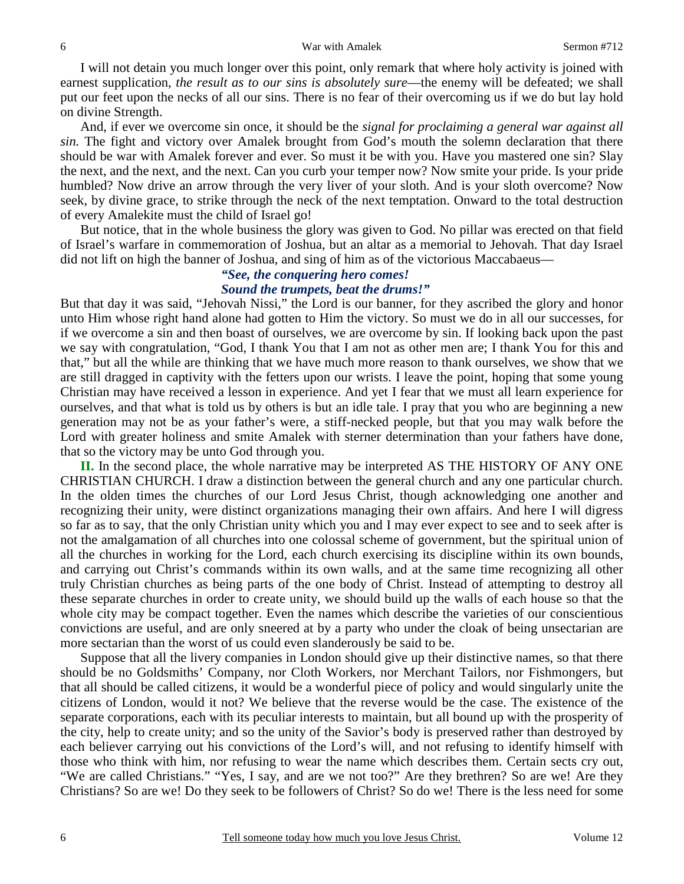I will not detain you much longer over this point, only remark that where holy activity is joined with earnest supplication, *the result as to our sins is absolutely sure*—the enemy will be defeated; we shall put our feet upon the necks of all our sins. There is no fear of their overcoming us if we do but lay hold on divine Strength.

And, if ever we overcome sin once, it should be the *signal for proclaiming a general war against all sin.* The fight and victory over Amalek brought from God's mouth the solemn declaration that there should be war with Amalek forever and ever. So must it be with you. Have you mastered one sin? Slay the next, and the next, and the next. Can you curb your temper now? Now smite your pride. Is your pride humbled? Now drive an arrow through the very liver of your sloth. And is your sloth overcome? Now seek, by divine grace, to strike through the neck of the next temptation. Onward to the total destruction of every Amalekite must the child of Israel go!

But notice, that in the whole business the glory was given to God. No pillar was erected on that field of Israel's warfare in commemoration of Joshua, but an altar as a memorial to Jehovah. That day Israel did not lift on high the banner of Joshua, and sing of him as of the victorious Maccabaeus—

> ***"See, the conquering hero comes!***
> ***Sound the trumpets, beat the drums!"***

But that day it was said, "Jehovah Nissi," the Lord is our banner, for they ascribed the glory and honor unto Him whose right hand alone had gotten to Him the victory. So must we do in all our successes, for if we overcome a sin and then boast of ourselves, we are overcome by sin. If looking back upon the past we say with congratulation, "God, I thank You that I am not as other men are; I thank You for this and that," but all the while are thinking that we have much more reason to thank ourselves, we show that we are still dragged in captivity with the fetters upon our wrists. I leave the point, hoping that some young Christian may have received a lesson in experience. And yet I fear that we must all learn experience for ourselves, and that what is told us by others is but an idle tale. I pray that you who are beginning a new generation may not be as your father's were, a stiff-necked people, but that you may walk before the Lord with greater holiness and smite Amalek with sterner determination than your fathers have done, that so the victory may be unto God through you.

**II.** In the second place, the whole narrative may be interpreted AS THE HISTORY OF ANY ONE CHRISTIAN CHURCH. I draw a distinction between the general church and any one particular church. In the olden times the churches of our Lord Jesus Christ, though acknowledging one another and recognizing their unity, were distinct organizations managing their own affairs. And here I will digress so far as to say, that the only Christian unity which you and I may ever expect to see and to seek after is not the amalgamation of all churches into one colossal scheme of government, but the spiritual union of all the churches in working for the Lord, each church exercising its discipline within its own bounds, and carrying out Christ's commands within its own walls, and at the same time recognizing all other truly Christian churches as being parts of the one body of Christ. Instead of attempting to destroy all these separate churches in order to create unity, we should build up the walls of each house so that the whole city may be compact together. Even the names which describe the varieties of our conscientious convictions are useful, and are only sneered at by a party who under the cloak of being unsectarian are more sectarian than the worst of us could even slanderously be said to be.

Suppose that all the livery companies in London should give up their distinctive names, so that there should be no Goldsmiths' Company, nor Cloth Workers, nor Merchant Tailors, nor Fishmongers, but that all should be called citizens, it would be a wonderful piece of policy and would singularly unite the citizens of London, would it not? We believe that the reverse would be the case. The existence of the separate corporations, each with its peculiar interests to maintain, but all bound up with the prosperity of the city, help to create unity; and so the unity of the Savior's body is preserved rather than destroyed by each believer carrying out his convictions of the Lord's will, and not refusing to identify himself with those who think with him, nor refusing to wear the name which describes them. Certain sects cry out, "We are called Christians." "Yes, I say, and are we not too?" Are they brethren? So are we! Are they Christians? So are we! Do they seek to be followers of Christ? So do we! There is the less need for some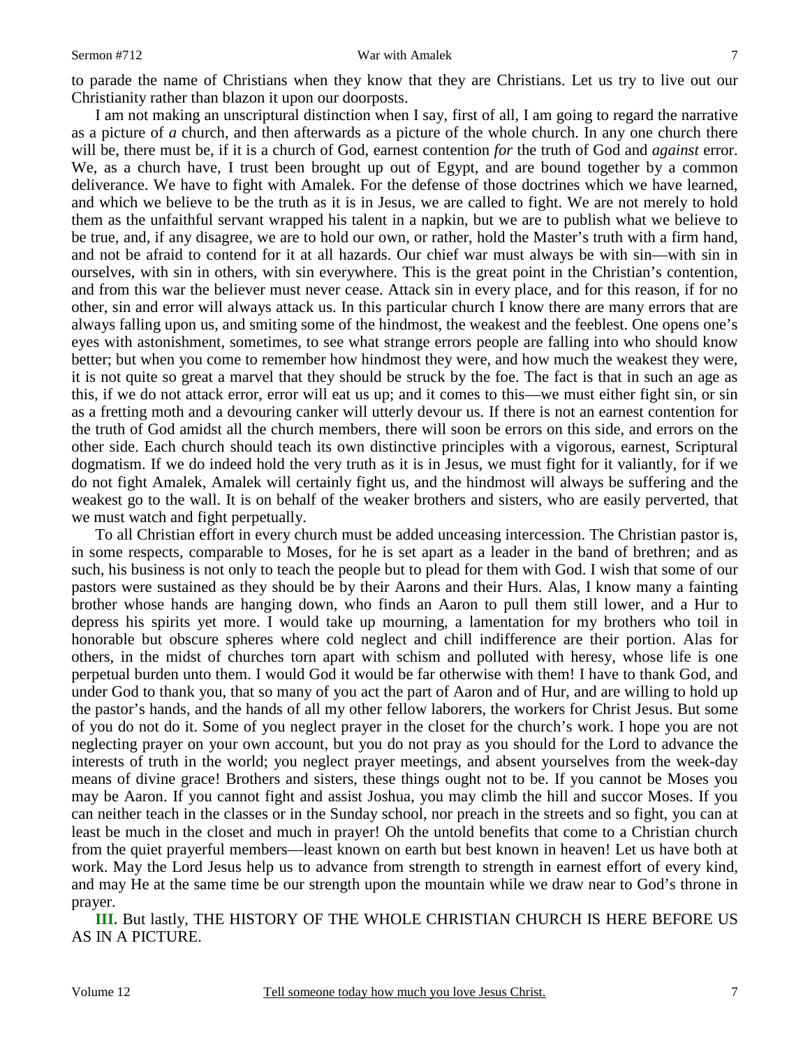to parade the name of Christians when they know that they are Christians. Let us try to live out our Christianity rather than blazon it upon our doorposts.

I am not making an unscriptural distinction when I say, first of all, I am going to regard the narrative as a picture of *a* church, and then afterwards as a picture of the whole church. In any one church there will be, there must be, if it is a church of God, earnest contention *for* the truth of God and *against* error. We, as a church have, I trust been brought up out of Egypt, and are bound together by a common deliverance. We have to fight with Amalek. For the defense of those doctrines which we have learned, and which we believe to be the truth as it is in Jesus, we are called to fight. We are not merely to hold them as the unfaithful servant wrapped his talent in a napkin, but we are to publish what we believe to be true, and, if any disagree, we are to hold our own, or rather, hold the Master's truth with a firm hand, and not be afraid to contend for it at all hazards. Our chief war must always be with sin—with sin in ourselves, with sin in others, with sin everywhere. This is the great point in the Christian's contention, and from this war the believer must never cease. Attack sin in every place, and for this reason, if for no other, sin and error will always attack us. In this particular church I know there are many errors that are always falling upon us, and smiting some of the hindmost, the weakest and the feeblest. One opens one's eyes with astonishment, sometimes, to see what strange errors people are falling into who should know better; but when you come to remember how hindmost they were, and how much the weakest they were, it is not quite so great a marvel that they should be struck by the foe. The fact is that in such an age as this, if we do not attack error, error will eat us up; and it comes to this—we must either fight sin, or sin as a fretting moth and a devouring canker will utterly devour us. If there is not an earnest contention for the truth of God amidst all the church members, there will soon be errors on this side, and errors on the other side. Each church should teach its own distinctive principles with a vigorous, earnest, Scriptural dogmatism. If we do indeed hold the very truth as it is in Jesus, we must fight for it valiantly, for if we do not fight Amalek, Amalek will certainly fight us, and the hindmost will always be suffering and the weakest go to the wall. It is on behalf of the weaker brothers and sisters, who are easily perverted, that we must watch and fight perpetually.

To all Christian effort in every church must be added unceasing intercession. The Christian pastor is, in some respects, comparable to Moses, for he is set apart as a leader in the band of brethren; and as such, his business is not only to teach the people but to plead for them with God. I wish that some of our pastors were sustained as they should be by their Aarons and their Hurs. Alas, I know many a fainting brother whose hands are hanging down, who finds an Aaron to pull them still lower, and a Hur to depress his spirits yet more. I would take up mourning, a lamentation for my brothers who toil in honorable but obscure spheres where cold neglect and chill indifference are their portion. Alas for others, in the midst of churches torn apart with schism and polluted with heresy, whose life is one perpetual burden unto them. I would God it would be far otherwise with them! I have to thank God, and under God to thank you, that so many of you act the part of Aaron and of Hur, and are willing to hold up the pastor's hands, and the hands of all my other fellow laborers, the workers for Christ Jesus. But some of you do not do it. Some of you neglect prayer in the closet for the church's work. I hope you are not neglecting prayer on your own account, but you do not pray as you should for the Lord to advance the interests of truth in the world; you neglect prayer meetings, and absent yourselves from the week-day means of divine grace! Brothers and sisters, these things ought not to be. If you cannot be Moses you may be Aaron. If you cannot fight and assist Joshua, you may climb the hill and succor Moses. If you can neither teach in the classes or in the Sunday school, nor preach in the streets and so fight, you can at least be much in the closet and much in prayer! Oh the untold benefits that come to a Christian church from the quiet prayerful members—least known on earth but best known in heaven! Let us have both at work. May the Lord Jesus help us to advance from strength to strength in earnest effort of every kind, and may He at the same time be our strength upon the mountain while we draw near to God's throne in prayer.

**III.** But lastly, THE HISTORY OF THE WHOLE CHRISTIAN CHURCH IS HERE BEFORE US AS IN A PICTURE.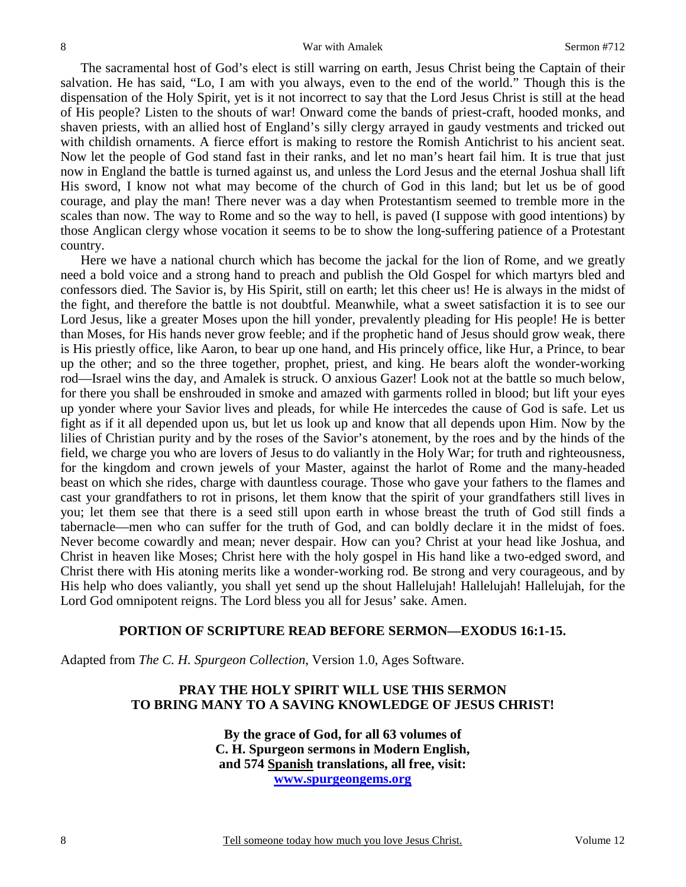The sacramental host of God's elect is still warring on earth, Jesus Christ being the Captain of their salvation. He has said, "Lo, I am with you always, even to the end of the world." Though this is the dispensation of the Holy Spirit, yet is it not incorrect to say that the Lord Jesus Christ is still at the head of His people? Listen to the shouts of war! Onward come the bands of priest-craft, hooded monks, and shaven priests, with an allied host of England's silly clergy arrayed in gaudy vestments and tricked out with childish ornaments. A fierce effort is making to restore the Romish Antichrist to his ancient seat. Now let the people of God stand fast in their ranks, and let no man's heart fail him. It is true that just now in England the battle is turned against us, and unless the Lord Jesus and the eternal Joshua shall lift His sword, I know not what may become of the church of God in this land; but let us be of good courage, and play the man! There never was a day when Protestantism seemed to tremble more in the scales than now. The way to Rome and so the way to hell, is paved (I suppose with good intentions) by those Anglican clergy whose vocation it seems to be to show the long-suffering patience of a Protestant country.

Here we have a national church which has become the jackal for the lion of Rome, and we greatly need a bold voice and a strong hand to preach and publish the Old Gospel for which martyrs bled and confessors died. The Savior is, by His Spirit, still on earth; let this cheer us! He is always in the midst of the fight, and therefore the battle is not doubtful. Meanwhile, what a sweet satisfaction it is to see our Lord Jesus, like a greater Moses upon the hill yonder, prevalently pleading for His people! He is better than Moses, for His hands never grow feeble; and if the prophetic hand of Jesus should grow weak, there is His priestly office, like Aaron, to bear up one hand, and His princely office, like Hur, a Prince, to bear up the other; and so the three together, prophet, priest, and king. He bears aloft the wonder-working rod—Israel wins the day, and Amalek is struck. O anxious Gazer! Look not at the battle so much below, for there you shall be enshrouded in smoke and amazed with garments rolled in blood; but lift your eyes up yonder where your Savior lives and pleads, for while He intercedes the cause of God is safe. Let us fight as if it all depended upon us, but let us look up and know that all depends upon Him. Now by the lilies of Christian purity and by the roses of the Savior's atonement, by the roes and by the hinds of the field, we charge you who are lovers of Jesus to do valiantly in the Holy War; for truth and righteousness, for the kingdom and crown jewels of your Master, against the harlot of Rome and the many-headed beast on which she rides, charge with dauntless courage. Those who gave your fathers to the flames and cast your grandfathers to rot in prisons, let them know that the spirit of your grandfathers still lives in you; let them see that there is a seed still upon earth in whose breast the truth of God still finds a tabernacle—men who can suffer for the truth of God, and can boldly declare it in the midst of foes. Never become cowardly and mean; never despair. How can you? Christ at your head like Joshua, and Christ in heaven like Moses; Christ here with the holy gospel in His hand like a two-edged sword, and Christ there with His atoning merits like a wonder-working rod. Be strong and very courageous, and by His help who does valiantly, you shall yet send up the shout Hallelujah! Hallelujah! Hallelujah, for the Lord God omnipotent reigns. The Lord bless you all for Jesus' sake. Amen.

**PORTION OF SCRIPTURE READ BEFORE SERMON—EXODUS 16:1-15.**

Adapted from *The C. H. Spurgeon Collection*, Version 1.0, Ages Software.

**PRAY THE HOLY SPIRIT WILL USE THIS SERMON TO BRING MANY TO A SAVING KNOWLEDGE OF JESUS CHRIST!**

**By the grace of God, for all 63 volumes of C. H. Spurgeon sermons in Modern English, and 574 Spanish translations, all free, visit: www.spurgeongems.org**

Tell someone today how much you love Jesus Christ.